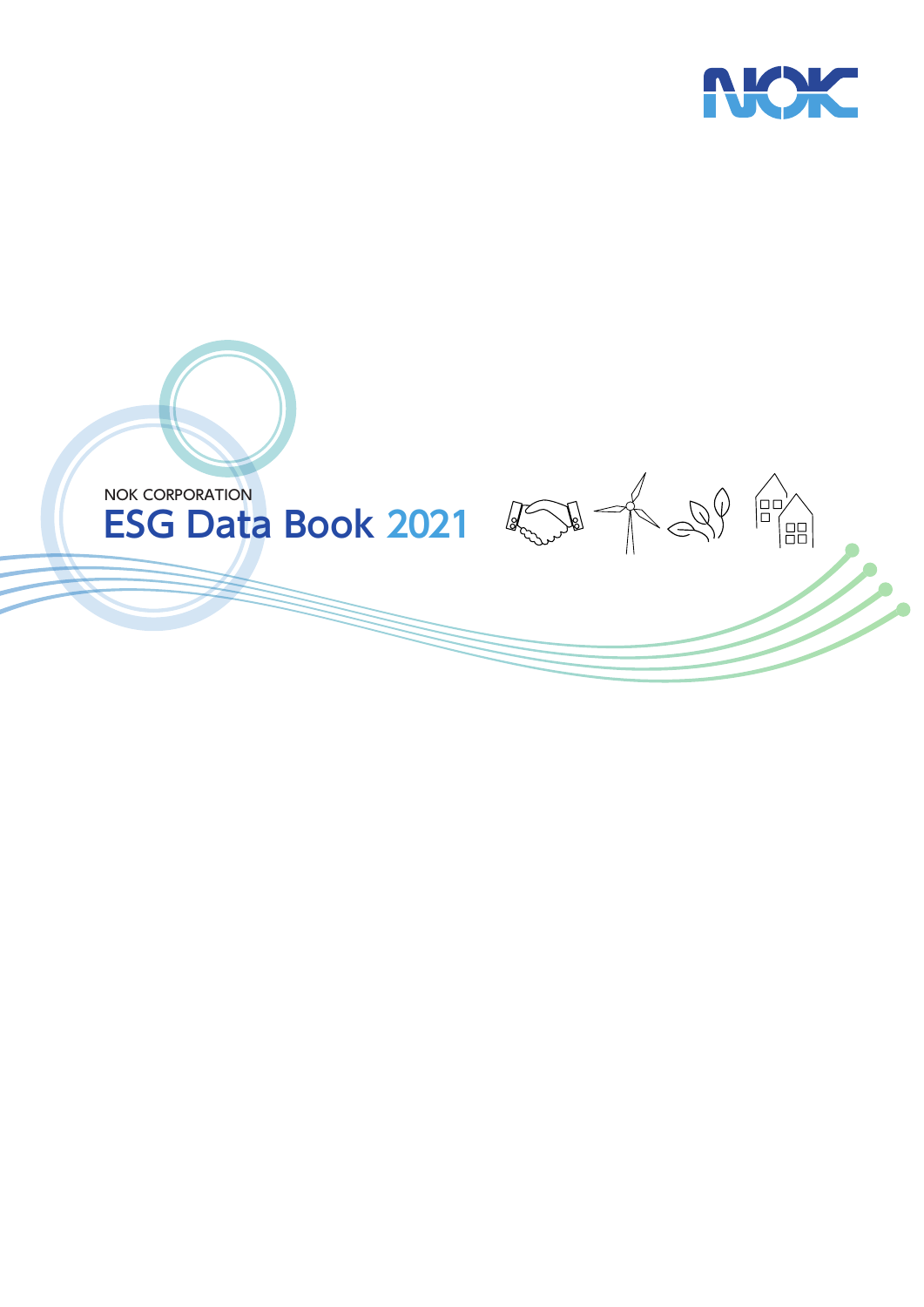NOK

NOK CORPORATION

# ESG Data Book 2021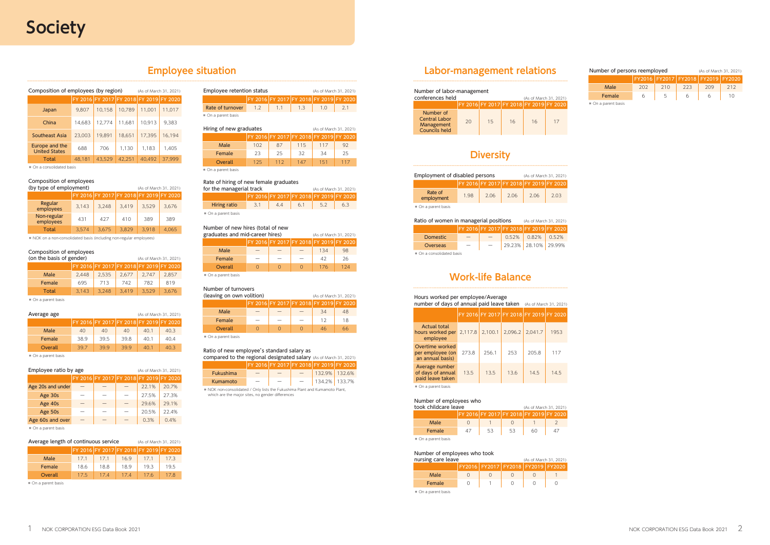# Society

## Employee situation

Composition of employees (by region) (As of March 31, 2021)

| | FY 2016 | FY 2017 | FY 2018 | FY 2019 | FY 2020 |
|---|---|---|---|---|---|
| Japan | 9,807 | 10,158 | 10,789 | 11,001 | 11,017 |
| China | 14,683 | 12,774 | 11,681 | 10,913 | 9,383 |
| Southeast Asia | 23,003 | 19,891 | 18,651 | 17,395 | 16,194 |
| Europe and the United States | 688 | 706 | 1,130 | 1,183 | 1,405 |
| Total | 48,181 | 43,529 | 42,251 | 40,492 | 37,999 |

* On a consolidated basis

Composition of employees (by type of employment) (As of March 31, 2021)

| | FY 2016 | FY 2017 | FY 2018 | FY 2019 | FY 2020 |
|---|---|---|---|---|---|
| Regular employees | 3,143 | 3,248 | 3,419 | 3,529 | 3,676 |
| Non-regular employees | 431 | 427 | 410 | 389 | 389 |
| Total | 3,574 | 3,675 | 3,829 | 3,918 | 4,065 |

* NOK on a non-consolidated basis (including non-regular employees)

Composition of employees (on the basis of gender) (As of March 31, 2021)

| | FY 2016 | FY 2017 | FY 2018 | FY 2019 | FY 2020 |
|---|---|---|---|---|---|
| Male | 2,448 | 2,535 | 2,677 | 2,747 | 2,857 |
| Female | 695 | 713 | 742 | 782 | 819 |
| Total | 3,143 | 3,248 | 3,419 | 3,529 | 3,676 |

* On a parent basis

Average age (As of March 31, 2021)

| | FY 2016 | FY 2017 | FY 2018 | FY 2019 | FY 2020 |
|---|---|---|---|---|---|
| Male | 40 | 40 | 40 | 40.1 | 40.3 |
| Female | 38.9 | 39.5 | 39.8 | 40.1 | 40.4 |
| Overall | 39.7 | 39.9 | 39.9 | 40.1 | 40.3 |

* On a parent basis

Employee ratio by age (As of March 31, 2021)

| | FY 2016 | FY 2017 | FY 2018 | FY 2019 | FY 2020 |
|---|---|---|---|---|---|
| Age 20s and under | — | — | — | 22.1% | 20.7% |
| Age 30s | — | — | — | 27.5% | 27.3% |
| Age 40s | — | — | — | 29.6% | 29.1% |
| Age 50s | — | — | — | 20.5% | 22.4% |
| Age 60s and over | — | — | — | 0.3% | 0.4% |

* On a parent basis

Average length of continuous service (As of March 31, 2021)

| | FY 2016 | FY 2017 | FY 2018 | FY 2019 | FY 2020 |
|---|---|---|---|---|---|
| Male | 17.1 | 17.1 | 16.9 | 17.1 | 17.3 |
| Female | 18.6 | 18.8 | 18.9 | 19.3 | 19.5 |
| Overall | 17.5 | 17.4 | 17.4 | 17.6 | 17.8 |

* On a parent basis

Employee retention status (As of March 31, 2021)

| | FY 2016 | FY 2017 | FY 2018 | FY 2019 | FY 2020 |
|---|---|---|---|---|---|
| Rate of turnover | 1.2 | 1.1 | 1.3 | 1.0 | 2.1 |

* On a parent basis

Hiring of new graduates (As of March 31, 2021)

| | FY 2016 | FY 2017 | FY 2018 | FY 2019 | FY 2020 |
|---|---|---|---|---|---|
| Male | 102 | 87 | 115 | 117 | 92 |
| Female | 23 | 25 | 32 | 34 | 25 |
| Overall | 125 | 112 | 147 | 151 | 117 |

* On a parent basis

Rate of hiring of new female graduates for the managerial track (As of March 31, 2021)

| | FY 2016 | FY 2017 | FY 2018 | FY 2019 | FY 2020 |
|---|---|---|---|---|---|
| Hiring ratio | 3.1 | 4.4 | 6.1 | 5.2 | 6.3 |

* On a parent basis

Number of new hires (total of new graduates and mid-career hires) (As of March 31, 2021)

| | FY 2016 | FY 2017 | FY 2018 | FY 2019 | FY 2020 |
|---|---|---|---|---|---|
| Male | — | — | — | 134 | 98 |
| Female | — | — | — | 42 | 26 |
| Overall | 0 | 0 | 0 | 176 | 124 |

* On a parent basis

Number of turnovers (leaving on own volition) (As of March 31, 2021)

| | FY 2016 | FY 2017 | FY 2018 | FY 2019 | FY 2020 |
|---|---|---|---|---|---|
| Male | — | — | — | 34 | 48 |
| Female | — | — | — | 12 | 18 |
| Overall | 0 | 0 | 0 | 46 | 66 |

* On a parent basis

Ratio of new employee's standard salary as compared to the regional designated salary (As of March 31, 2021)

| | FY 2016 | FY 2017 | FY 2018 | FY 2019 | FY 2020 |
|---|---|---|---|---|---|
| Fukushima | — | — | — | 132.9% | 132.6% |
| Kumamoto | — | — | — | 134.2% | 133.7% |

* NOK non-consolidated / Only lists the Fukushima Plant and Kumamoto Plant, which are the major sites, no gender differences

## Labor-management relations

Number of labor-management conferences held (As of March 31, 2021)

| | FY 2016 | FY 2017 | FY 2018 | FY 2019 | FY 2020 |
|---|---|---|---|---|---|
| Number of Central Labor Management Councils held | 20 | 15 | 16 | 16 | 17 |

Number of persons reemployed (As of March 31, 2021)

| | FY2016 | FY2017 | FY2018 | FY2019 | FY2020 |
|---|---|---|---|---|---|
| Male | 202 | 210 | 223 | 209 | 212 |
| Female | 6 | 5 | 6 | 6 | 10 |

* On a parent basis

## Diversity

Employment of disabled persons (As of March 31, 2021)

| | FY 2016 | FY 2017 | FY 2018 | FY 2019 | FY 2020 |
|---|---|---|---|---|---|
| Rate of employment | 1.98 | 2.06 | 2.06 | 2.06 | 2.03 |

* On a parent basis

Ratio of women in managerial positions (As of March 31, 2021)

| | FY 2016 | FY 2017 | FY 2018 | FY 2019 | FY 2020 |
|---|---|---|---|---|---|
| Domestic | — | — | 0.52% | 0.82% | 0.52% |
| Overseas | — | — | 29.23% | 28.10% | 29.99% |

* On a consolidated basis

## Work-life Balance

Hours worked per employee/Average number of days of annual paid leave taken (As of March 31, 2021)

| | FY 2016 | FY 2017 | FY 2018 | FY 2019 | FY 2020 |
|---|---|---|---|---|---|
| Actual total hours worked per employee | 2,117.8 | 2,100.1 | 2,096.2 | 2,041.7 | 1953 |
| Overtime worked per employee (on an annual basis) | 273.8 | 256.1 | 253 | 205.8 | 117 |
| Average number of days of annual paid leave taken | 13.5 | 13.5 | 13.6 | 14.5 | 14.5 |

* On a parent basis

Number of employees who took childcare leave (As of March 31, 2021)

| | FY 2016 | FY 2017 | FY 2018 | FY 2019 | FY 2020 |
|---|---|---|---|---|---|
| Male | 0 | 1 | 0 | 1 | 2 |
| Female | 47 | 53 | 53 | 60 | 47 |

* On a parent basis

Number of employees who took nursing care leave (As of March 31, 2021)

| | FY2016 | FY2017 | FY2018 | FY2019 | FY2020 |
|---|---|---|---|---|---|
| Male | 0 | 0 | 0 | 0 | 1 |
| Female | 0 | 1 | 0 | 0 | 0 |

* On a parent basis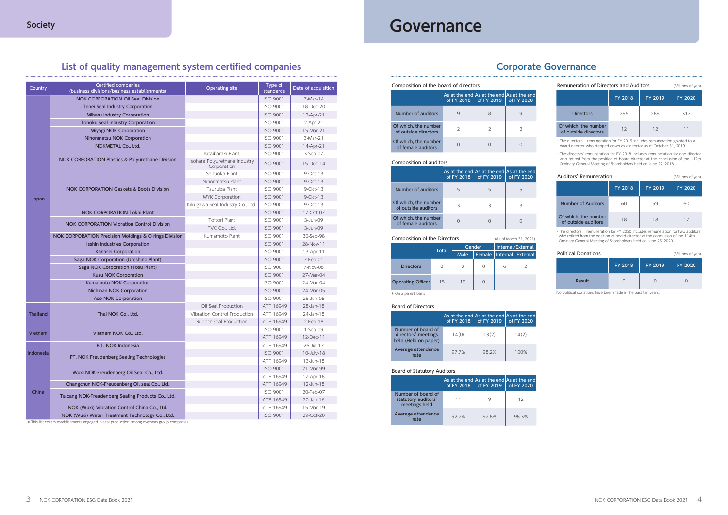## Society

# List of quality management system certified companies

| Country | Certified companies (business divisions/business establishments) | Operating site | Type of standards | Date of acquisition |
|---|---|---|---|---|
| Japan | NOK CORPORATION Oil Seal Division | | ISO 9001 | 7-Mar-14 |
| | Tenei Seal Industry Corporation | | ISO 9001 | 18-Dec-20 |
| | Miharu Industry Corporation | | ISO 9001 | 12-Apr-21 |
| | Tohoku Seal Industry Corporation | | ISO 9001 | 2-Apr-21 |
| | Miyagi NOK Corporation | | ISO 9001 | 15-Mar-21 |
| | Nihonmatsu NOK Corporation | | ISO 9001 | 3-Mar-21 |
| | NOKMETAL Co., Ltd. | | ISO 9001 | 14-Apr-21 |
| | NOK CORPORATION Plastics & Polyurethane Division | Kitaibaraki Plant | ISO 9001 | 3-Sep-07 |
| | | Isohara Polyurethane Industry Corporation | ISO 9001 | 15-Dec-14 |
| | NOK CORPORATION Gaskets & Boots Division | Shizuoka Plant | ISO 9001 | 9-Oct-13 |
| | | Nihonmatsu Plant | ISO 9001 | 9-Oct-13 |
| | | Tsukuba Plant | ISO 9001 | 9-Oct-13 |
| | | MYK Corporation | ISO 9001 | 9-Oct-13 |
| | | Kikugawa Seal Industry Co., Ltd. | ISO 9001 | 9-Oct-13 |
| | NOK CORPORATION Tokai Plant | | ISO 9001 | 17-Oct-07 |
| | NOK CORPORATION Vibration Control Division | Tottori Plant | ISO 9001 | 3-Jun-09 |
| | | TVC Co., Ltd. | ISO 9001 | 3-Jun-09 |
| | NOK CORPORATION Precision Moldings & O-rings Division | Kumamoto Plant | ISO 9001 | 30-Sep-98 |
| | Isshin Industries Corporation | | ISO 9001 | 28-Nov-11 |
| | Kanasei Corporation | | ISO 9001 | 13-Apr-11 |
| | Saga NOK Corporation (Ureshino Plant) | | ISO 9001 | 7-Feb-01 |
| | Saga NOK Corporation (Tosu Plant) | | ISO 9001 | 7-Nov-08 |
| | Kusu NOK Corporation | | ISO 9001 | 27-Mar-04 |
| | Kumamoto NOK Corporation | | ISO 9001 | 24-Mar-04 |
| | Nichinan NOK Corporation | | ISO 9001 | 24-Mar-05 |
| | Aso NOK Corporation | | ISO 9001 | 25-Jun-08 |
| Thailand | Thai NOK Co., Ltd. | Oil Seal Production | IATF 16949 | 28-Jan-18 |
| | | Vibration Control Production | IATF 16949 | 24-Jan-18 |
| | | Rubber Seal Production | IATF 16949 | 2-Feb-18 |
| Vietnam | Vietnam NOK Co., Ltd. | | ISO 9001 | 1-Sep-09 |
| | | | IATF 16949 | 12-Dec-11 |
| Indonesia | P.T. NOK Indonesia | | IATF 16949 | 26-Jul-17 |
| | PT. NOK Freudenberg Sealing Technologies | | ISO 9001 | 10-July-18 |
| | | | IATF 16949 | 13-Jun-18 |
| China | Wuxi NOK-Freudenberg Oil Seal Co., Ltd. | | ISO 9001 | 21-Mar-99 |
| | | | IATF 16949 | 17-Apr-18 |
| | Changchun NOK-Freudenberg Oil seal Co., Ltd. | | IATF 16949 | 12-Jun-18 |
| | Taicang NOK-Freudenberg Sealing Products Co., Ltd. | | ISO 9001 | 20-Feb-07 |
| | | | IATF 16949 | 20-Jan-16 |
| | NOK (Wuxi) Vibration Control China Co., Ltd. | | IATF 16949 | 15-Mar-19 |
| | NOK (Wuxi) Water Treatment Technology Co., Ltd. | | ISO 9001 | 29-Oct-20 |

* This list covers establishments engaged in seal production among overseas group companies.

# Governance

## Corporate Governance

### Composition of the board of directors

| | As at the end of FY 2018 | As at the end of FY 2019 | As at the end of FY 2020 |
|---|---|---|---|
| Number of auditors | 9 | 8 | 9 |
| Of which, the number of outside directors | 2 | 2 | 2 |
| Of which, the number of female auditors | 0 | 0 | 0 |

### Composition of auditors

| | As at the end of FY 2018 | As at the end of FY 2019 | As at the end of FY 2020 |
|---|---|---|---|
| Number of auditors | 5 | 5 | 5 |
| Of which, the number of outside auditors | 3 | 3 | 3 |
| Of which, the number of female auditors | 0 | 0 | 0 |

### Composition of the Directors

(As of March 31, 2021)

| | Total | Gender | | Internal/External | |
|---|---|---|---|---|---|
| | | Male | Female | Internal | External |
| Directors | 8 | 8 | 0 | 6 | 2 |
| Operating Officer | 15 | 15 | 0 | — | — |

* On a parent basis

### Board of Directors

| | As at the end of FY 2018 | As at the end of FY 2019 | As at the end of FY 2020 |
|---|---|---|---|
| Number of board of directors' meetings held (Held on paper) | 14(0) | 13(2) | 14(2) |
| Average attendance rate | 97.7% | 98.2% | 100% |

### Board of Statutory Auditors

| | As at the end of FY 2018 | As at the end of FY 2019 | As at the end of FY 2020 |
|---|---|---|---|
| Number of board of statutory auditors' meetings held | 11 | 9 | 12 |
| Average attendance rate | 92.7% | 97.8% | 98.3% |

### Remuneration of Directors and Auditors

(Millions of yen)

| | FY 2018 | FY 2019 | FY 2020 |
|---|---|---|---|
| Directors | 296 | 289 | 317 |
| Of which, the number of outside directors | 12 | 12 | 11 |

- The directors' remuneration for FY 2019 includes remuneration granted to a board director who stepped down as a director as of October 31, 2019.
- The directors' remuneration for FY 2018 includes remuneration for one director who retired from the position of board director at the conclusion of the 112th Ordinary General Meeting of Shareholders held on June 27, 2018.

### Auditors' Remuneration

(Millions of yen)

| | FY 2018 | FY 2019 | FY 2020 |
|---|---|---|---|
| Number of Auditors | 60 | 59 | 60 |
| Of which, the number of outside auditors | 18 | 18 | 17 |

- The directors' remuneration for FY 2020 includes remuneration for two auditors who retired from the position of board director at the conclusion of the 114th Ordinary General Meeting of Shareholders held on June 25, 2020.

### Political Donations

(Millions of yen)

| | FY 2018 | FY 2019 | FY 2020 |
|---|---|---|---|
| Result | 0 | 0 | 0 |

No political donations have been made in the past ten years.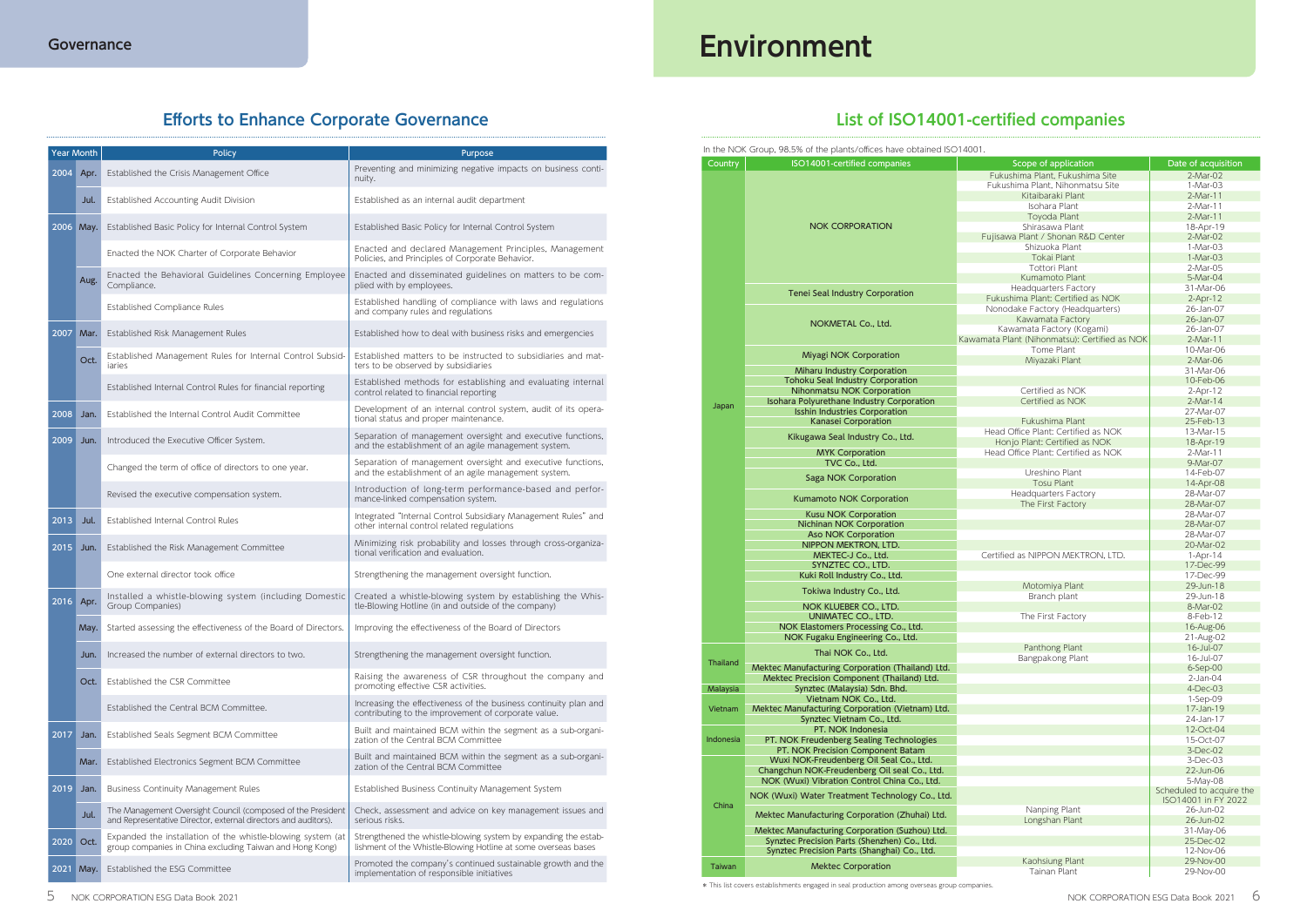## Governance

### Efforts to Enhance Corporate Governance

| Year | Month | Policy | Purpose |
|---|---|---|---|
| 2004 | Apr. | Established the Crisis Management Office | Preventing and minimizing negative impacts on business continuity. |
| | Jul. | Established Accounting Audit Division | Established as an internal audit department |
| 2006 | May. | Established Basic Policy for Internal Control System | Established Basic Policy for Internal Control System |
| | | Enacted the NOK Charter of Corporate Behavior | Enacted and declared Management Principles, Management Policies, and Principles of Corporate Behavior. |
| | Aug. | Enacted the Behavioral Guidelines Concerning Employee Compliance. | Enacted and disseminated guidelines on matters to be complied with by employees. |
| | | Established Compliance Rules | Established handling of compliance with laws and regulations and company rules and regulations |
| 2007 | Mar. | Established Risk Management Rules | Established how to deal with business risks and emergencies |
| | Oct. | Established Management Rules for Internal Control Subsidiaries | Established matters to be instructed to subsidiaries and matters to be observed by subsidiaries |
| | | Established Internal Control Rules for financial reporting | Established methods for establishing and evaluating internal control related to financial reporting |
| 2008 | Jan. | Established the Internal Control Audit Committee | Development of an internal control system, audit of its operational status and proper maintenance. |
| 2009 | Jun. | Introduced the Executive Officer System. | Separation of management oversight and executive functions, and the establishment of an agile management system. |
| | | Changed the term of office of directors to one year. | Separation of management oversight and executive functions, and the establishment of an agile management system. |
| | | Revised the executive compensation system. | Introduction of long-term performance-based and performance-linked compensation system. |
| 2013 | Jul. | Established Internal Control Rules | Integrated "Internal Control Subsidiary Management Rules" and other internal control related regulations |
| 2015 | Jun. | Established the Risk Management Committee | Minimizing risk probability and losses through cross-organizational verification and evaluation. |
| | | One external director took office | Strengthening the management oversight function. |
| 2016 | Apr. | Installed a whistle-blowing system (including Domestic Group Companies) | Created a whistle-blowing system by establishing the Whistle-Blowing Hotline (in and outside of the company) |
| | May. | Started assessing the effectiveness of the Board of Directors. | Improving the effectiveness of the Board of Directors |
| | Jun. | Increased the number of external directors to two. | Strengthening the management oversight function. |
| | Oct. | Established the CSR Committee | Raising the awareness of CSR throughout the company and promoting effective CSR activities. |
| | | Established the Central BCM Committee. | Increasing the effectiveness of the business continuity plan and contributing to the improvement of corporate value. |
| 2017 | Jan. | Established Seals Segment BCM Committee | Built and maintained BCM within the segment as a sub-organization of the Central BCM Committee |
| | Mar. | Established Electronics Segment BCM Committee | Built and maintained BCM within the segment as a sub-organization of the Central BCM Committee |
| 2019 | Jan. | Business Continuity Management Rules | Established Business Continuity Management System |
| | Jul. | The Management Oversight Council (composed of the President and Representative Director, external directors and auditors). | Check, assessment and advice on key management issues and serious risks. |
| 2020 | Oct. | Expanded the installation of the whistle-blowing system (at group companies in China excluding Taiwan and Hong Kong) | Strengthened the whistle-blowing system by expanding the establishment of the Whistle-Blowing Hotline at some overseas bases |
| 2021 | May. | Established the ESG Committee | Promoted the company's continued sustainable growth and the implementation of responsible initiatives |

# Environment

### List of ISO14001-certified companies

In the NOK Group, 98.5% of the plants/offices have obtained ISO14001.

| Country | ISO14001-certified companies | Scope of application | Date of acquisition |
|---|---|---|---|
| Japan | NOK CORPORATION | Fukushima Plant, Fukushima Site | 2-Mar-02 |
| | | Fukushima Plant, Nihonmatsu Site | 1-Mar-03 |
| | | Kitaibaraki Plant | 2-Mar-11 |
| | | Isohara Plant | 2-Mar-11 |
| | | Toyoda Plant | 2-Mar-11 |
| | | Shirasawa Plant | 18-Apr-19 |
| | | Fujisawa Plant / Shonan R&D Center | 2-Mar-02 |
| | | Shizuoka Plant | 1-Mar-03 |
| | | Tokai Plant | 1-Mar-03 |
| | | Tottori Plant | 2-Mar-05 |
| | | Kumamoto Plant | 5-Mar-04 |
| | Tenei Seal Industry Corporation | Headquarters Factory | 31-Mar-06 |
| | | Fukushima Plant: Certified as NOK | 2-Apr-12 |
| | NOKMETAL Co., Ltd. | Nonodake Factory (Headquarters) | 26-Jan-07 |
| | | Kawamata Factory | 26-Jan-07 |
| | | Kawamata Factory (Kogami) | 26-Jan-07 |
| | | Kawamata Plant (Nihonmatsu): Certified as NOK | 2-Mar-11 |
| | Miyagi NOK Corporation | Tome Plant | 10-Mar-06 |
| | | Miyazaki Plant | 2-Mar-06 |
| | Miharu Industry Corporation | | 31-Mar-06 |
| | Tohoku Seal Industry Corporation | | 10-Feb-06 |
| | Nihonmatsu NOK Corporation | Certified as NOK | 2-Apr-12 |
| | Isohara Polyurethane Industry Corporation | Certified as NOK | 2-Mar-14 |
| | Isshin Industries Corporation | | 27-Mar-07 |
| | Kanasei Corporation | Fukushima Plant | 25-Feb-13 |
| | Kikugawa Seal Industry Co., Ltd. | Head Office Plant: Certified as NOK | 13-Mar-15 |
| | | Honjo Plant: Certified as NOK | 18-Apr-19 |
| | MYK Corporation | Head Office Plant: Certified as NOK | 2-Mar-11 |
| | TVC Co., Ltd. | | 9-Mar-07 |
| | Saga NOK Corporation | Ureshino Plant | 14-Feb-07 |
| | | Tosu Plant | 14-Apr-08 |
| | Kumamoto NOK Corporation | Headquarters Factory | 28-Mar-07 |
| | | The First Factory | 28-Mar-07 |
| | Kusu NOK Corporation | | 28-Mar-07 |
| | Nichinan NOK Corporation | | 28-Mar-07 |
| | Aso NOK Corporation | | 28-Mar-07 |
| | NIPPON MEKTRON, LTD. | | 20-Mar-02 |
| | MEKTEC-J Co., Ltd. | Certified as NIPPON MEKTRON, LTD. | 1-Apr-14 |
| | SYNZTEC CO., LTD. | | 17-Dec-99 |
| | Kuki Roll Industry Co., Ltd. | | 17-Dec-99 |
| | Tokiwa Industry Co., Ltd. | Motomiya Plant | 29-Jun-18 |
| | | Branch plant | 29-Jun-18 |
| | NOK KLUEBER CO., LTD. | | 8-Mar-02 |
| | UNIMATEC CO., LTD. | The First Factory | 8-Feb-12 |
| | NOK Elastomers Processing Co., Ltd. | | 16-Aug-06 |
| | NOK Fugaku Engineering Co., Ltd. | | 21-Aug-02 |
| Thailand | Thai NOK Co., Ltd. | Panthong Plant | 16-Jul-07 |
| | | Bangpakong Plant | 16-Jul-07 |
| | Mektec Manufacturing Corporation (Thailand) Ltd. | | 6-Sep-00 |
| | Mektec Precision Component (Thailand) Ltd. | | 2-Jan-04 |
| Malaysia | Synztec (Malaysia) Sdn. Bhd. | | 4-Dec-03 |
| Vietnam | Vietnam NOK Co., Ltd. | | 1-Sep-09 |
| | Mektec Manufacturing Corporation (Vietnam) Ltd. | | 17-Jan-19 |
| | Synztec Vietnam Co., Ltd. | | 24-Jan-17 |
| Indonesia | PT. NOK Indonesia | | 12-Oct-04 |
| | PT. NOK Freudenberg Sealing Technologies | | 15-Oct-07 |
| | PT. NOK Precision Component Batam | | 3-Dec-02 |
| China | Wuxi NOK-Freudenberg Oil Seal Co., Ltd. | | 3-Dec-03 |
| | Changchun NOK-Freudenberg Oil seal Co., Ltd. | | 22-Jun-06 |
| | NOK (Wuxi) Vibration Control China Co., Ltd. | | 5-May-08 |
| | NOK (Wuxi) Water Treatment Technology Co., Ltd. | | Scheduled to acquire the ISO14001 in FY 2022 |
| | Mektec Manufacturing Corporation (Zhuhai) Ltd. | Nanping Plant | 26-Jun-02 |
| | | Longshan Plant | 26-Jun-02 |
| | Mektec Manufacturing Corporation (Suzhou) Ltd. | | 31-May-06 |
| | Synztec Precision Parts (Shenzhen) Co., Ltd. | | 25-Dec-02 |
| | Synztec Precision Parts (Shanghai) Co., Ltd. | | 12-Nov-06 |
| Taiwan | Mektec Corporation | Kaohsiung Plant | 29-Nov-00 |
| | | Tainan Plant | 29-Nov-00 |

* This list covers establishments engaged in seal production among overseas group companies.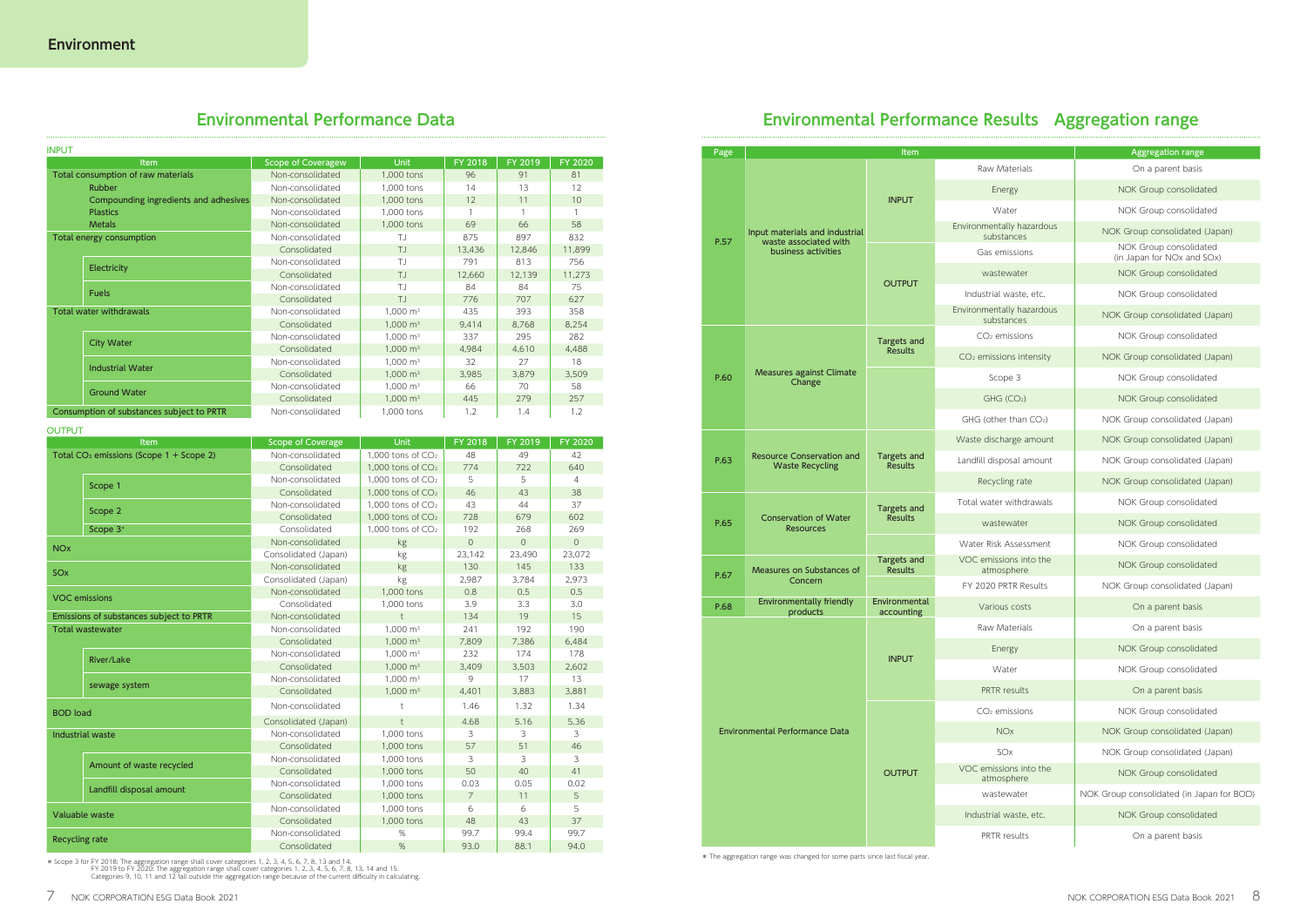# Environment

## Environmental Performance Data

INPUT

| Item | | Scope of Coveragew | Unit | FY 2018 | FY 2019 | FY 2020 |
|---|---|---|---|---|---|---|
| Total consumption of raw materials | | Non-consolidated | 1,000 tons | 96 | 91 | 81 |
| | Rubber | Non-consolidated | 1,000 tons | 14 | 13 | 12 |
| | Compounding ingredients and adhesives | Non-consolidated | 1,000 tons | 12 | 11 | 10 |
| | Plastics | Non-consolidated | 1,000 tons | 1 | 1 | 1 |
| | Metals | Non-consolidated | 1,000 tons | 69 | 66 | 58 |
| Total energy consumption | | Non-consolidated | TJ | 875 | 897 | 832 |
| | | Consolidated | TJ | 13,436 | 12,846 | 11,899 |
| | Electricity | Non-consolidated | TJ | 791 | 813 | 756 |
| | | Consolidated | TJ | 12,660 | 12,139 | 11,273 |
| | Fuels | Non-consolidated | TJ | 84 | 84 | 75 |
| | | Consolidated | TJ | 776 | 707 | 627 |
| Total water withdrawals | | Non-consolidated | 1,000 m³ | 435 | 393 | 358 |
| | | Consolidated | 1,000 m³ | 9,414 | 8,768 | 8,254 |
| | City Water | Non-consolidated | 1,000 m³ | 337 | 295 | 282 |
| | | Consolidated | 1,000 m³ | 4,984 | 4,610 | 4,488 |
| | Industrial Water | Non-consolidated | 1,000 m³ | 32 | 27 | 18 |
| | | Consolidated | 1,000 m³ | 3,985 | 3,879 | 3,509 |
| | Ground Water | Non-consolidated | 1,000 m³ | 66 | 70 | 58 |
| | | Consolidated | 1,000 m³ | 445 | 279 | 257 |
| Consumption of substances subject to PRTR | | Non-consolidated | 1,000 tons | 1.2 | 1.4 | 1.2 |

OUTPUT

| Item | | Scope of Coverage | Unit | FY 2018 | FY 2019 | FY 2020 |
|---|---|---|---|---|---|---|
| Total $CO_2$ emissions (Scope 1 + Scope 2) | | Non-consolidated | 1,000 tons of $CO_2$ | 48 | 49 | 42 |
| | | Consolidated | 1,000 tons of $CO_2$ | 774 | 722 | 640 |
| | Scope 1 | Non-consolidated | 1,000 tons of $CO_2$ | 5 | 5 | 4 |
| | | Consolidated | 1,000 tons of $CO_2$ | 46 | 43 | 38 |
| | Scope 2 | Non-consolidated | 1,000 tons of $CO_2$ | 43 | 44 | 37 |
| | | Consolidated | 1,000 tons of $CO_2$ | 728 | 679 | 602 |
| | Scope 3* | Consolidated | 1,000 tons of $CO_2$ | 192 | 268 | 269 |
| NOx | | Non-consolidated | kg | 0 | 0 | 0 |
| | | Consolidated (Japan) | kg | 23,142 | 23,490 | 23,072 |
| SOx | | Non-consolidated | kg | 130 | 145 | 133 |
| | | Consolidated (Japan) | kg | 2,987 | 3,784 | 2,973 |
| VOC emissions | | Non-consolidated | 1,000 tons | 0.8 | 0.5 | 0.5 |
| | | Consolidated | 1,000 tons | 3.9 | 3.3 | 3.0 |
| Emissions of substances subject to PRTR | | Non-consolidated | t | 134 | 19 | 15 |
| Total wastewater | | Non-consolidated | 1,000 m³ | 241 | 192 | 190 |
| | | Consolidated | 1,000 m³ | 7,809 | 7,386 | 6,484 |
| | River/Lake | Non-consolidated | 1,000 m³ | 232 | 174 | 178 |
| | | Consolidated | 1,000 m³ | 3,409 | 3,503 | 2,602 |
| | sewage system | Non-consolidated | 1,000 m³ | 9 | 17 | 13 |
| | | Consolidated | 1,000 m³ | 4,401 | 3,883 | 3,881 |
| BOD load | | Non-consolidated | t | 1.46 | 1.32 | 1.34 |
| | | Consolidated (Japan) | t | 4.68 | 5.16 | 5.36 |
| Industrial waste | | Non-consolidated | 1,000 tons | 3 | 3 | 3 |
| | | Consolidated | 1,000 tons | 57 | 51 | 46 |
| | Amount of waste recycled | Non-consolidated | 1,000 tons | 3 | 3 | 3 |
| | | Consolidated | 1,000 tons | 50 | 40 | 41 |
| | Landfill disposal amount | Non-consolidated | 1,000 tons | 0.03 | 0.05 | 0.02 |
| | | Consolidated | 1,000 tons | 7 | 11 | 5 |
| Valuable waste | | Non-consolidated | 1,000 tons | 6 | 6 | 5 |
| | | Consolidated | 1,000 tons | 48 | 43 | 37 |
| Recycling rate | | Non-consolidated | % | 99.7 | 99.4 | 99.7 |
| | | Consolidated | % | 93.0 | 88.1 | 94.0 |

* Scope 3 for FY 2018: The aggregation range shall cover categories 1, 2, 3, 4, 5, 6, 7, 8, 13 and 14.
FY 2019 to FY 2020: The aggregation range shall cover categories 1, 2, 3, 4, 5, 6, 7, 8, 13, 14 and 15.
Categories 9, 10, 11 and 12 fall outside the aggregation range because of the current difficulty in calculating.

## Environmental Performance Results Aggregation range

| Page | Item | | | Aggregation range |
|---|---|---|---|---|
| P.57 | Input materials and industrial waste associated with business activities | INPUT | Raw Materials | On a parent basis |
| | | | Energy | NOK Group consolidated |
| | | | Water | NOK Group consolidated |
| | | | Environmentally hazardous substances | NOK Group consolidated (Japan) |
| | | OUTPUT | Gas emissions | NOK Group consolidated (in Japan for NOx and SOx) |
| | | | wastewater | NOK Group consolidated |
| | | | Industrial waste, etc. | NOK Group consolidated |
| | | | Environmentally hazardous substances | NOK Group consolidated (Japan) |
| P.60 | Measures against Climate Change | Targets and Results | $CO_2$ emissions | NOK Group consolidated |
| | | | $CO_2$ emissions intensity | NOK Group consolidated (Japan) |
| | | | Scope 3 | NOK Group consolidated |
| | | | GHG ($CO_2$) | NOK Group consolidated |
| | | | GHG (other than $CO_2$) | NOK Group consolidated (Japan) |
| P.63 | Resource Conservation and Waste Recycling | Targets and Results | Waste discharge amount | NOK Group consolidated (Japan) |
| | | | Landfill disposal amount | NOK Group consolidated (Japan) |
| | | | Recycling rate | NOK Group consolidated (Japan) |
| P.65 | Conservation of Water Resources | Targets and Results | Total water withdrawals | NOK Group consolidated |
| | | | wastewater | NOK Group consolidated |
| | | | Water Risk Assessment | NOK Group consolidated |
| P.67 | Measures on Substances of Concern | Targets and Results | VOC emissions into the atmosphere | NOK Group consolidated |
| | | | FY 2020 PRTR Results | NOK Group consolidated (Japan) |
| P.68 | Environmentally friendly products | Environmental accounting | Various costs | On a parent basis |
| | Environmental Performance Data | INPUT | Raw Materials | On a parent basis |
| | | | Energy | NOK Group consolidated |
| | | | Water | NOK Group consolidated |
| | | | PRTR results | On a parent basis |
| | | OUTPUT | $CO_2$ emissions | NOK Group consolidated |
| | | | NOx | NOK Group consolidated (Japan) |
| | | | SOx | NOK Group consolidated (Japan) |
| | | | VOC emissions into the atmosphere | NOK Group consolidated |
| | | | wastewater | NOK Group consolidated (in Japan for BOD) |
| | | | Industrial waste, etc. | NOK Group consolidated |
| | | | PRTR results | On a parent basis |

* The aggregation range was changed for some parts since last fiscal year.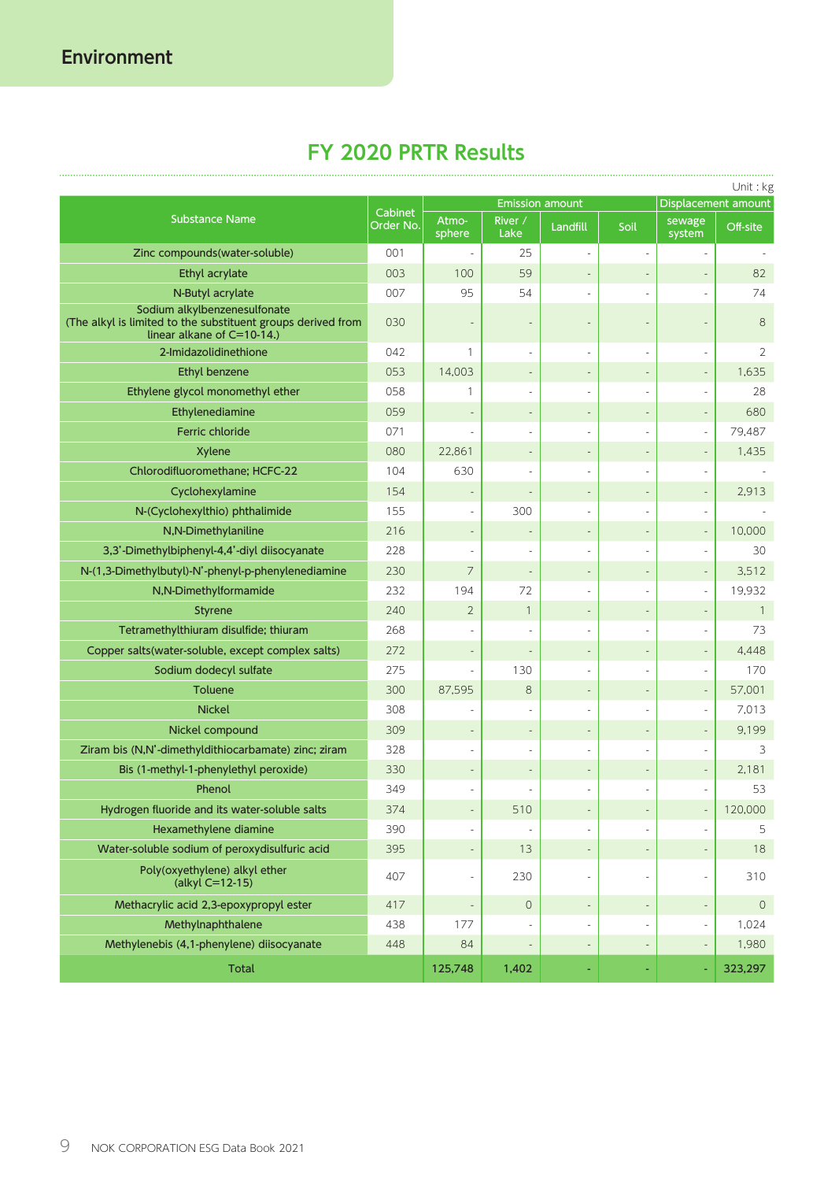# Environment

## FY 2020 PRTR Results

Unit : kg

| Substance Name | Cabinet Order No. | Emission amount | | | | Displacement amount | |
|---|---|---|---|---|---|---|---|
| | | Atmo-sphere | River / Lake | Landfill | Soil | sewage system | Off-site |
| Zinc compounds(water-soluble) | 001 | - | 25 | - | - | - | - |
| Ethyl acrylate | 003 | 100 | 59 | - | - | - | 82 |
| N-Butyl acrylate | 007 | 95 | 54 | - | - | - | 74 |
| Sodium alkylbenzenesulfonate (The alkyl is limited to the substituent groups derived from linear alkane of C=10-14.) | 030 | - | - | - | - | - | 8 |
| 2-Imidazolidinethione | 042 | 1 | - | - | - | - | 2 |
| Ethyl benzene | 053 | 14,003 | - | - | - | - | 1,635 |
| Ethylene glycol monomethyl ether | 058 | 1 | - | - | - | - | 28 |
| Ethylenediamine | 059 | - | - | - | - | - | 680 |
| Ferric chloride | 071 | - | - | - | - | - | 79,487 |
| Xylene | 080 | 22,861 | - | - | - | - | 1,435 |
| Chlorodifluoromethane; HCFC-22 | 104 | 630 | - | - | - | - | - |
| Cyclohexylamine | 154 | - | - | - | - | - | 2,913 |
| N-(Cyclohexylthio) phthalimide | 155 | - | 300 | - | - | - | - |
| N,N-Dimethylaniline | 216 | - | - | - | - | - | 10,000 |
| 3,3'-Dimethylbiphenyl-4,4'-diyl diisocyanate | 228 | - | - | - | - | - | 30 |
| N-(1,3-Dimethylbutyl)-N'-phenyl-p-phenylenediamine | 230 | 7 | - | - | - | - | 3,512 |
| N,N-Dimethylformamide | 232 | 194 | 72 | - | - | - | 19,932 |
| Styrene | 240 | 2 | 1 | - | - | - | 1 |
| Tetramethylthiuram disulfide; thiuram | 268 | - | - | - | - | - | 73 |
| Copper salts(water-soluble, except complex salts) | 272 | - | - | - | - | - | 4,448 |
| Sodium dodecyl sulfate | 275 | - | 130 | - | - | - | 170 |
| Toluene | 300 | 87,595 | 8 | - | - | - | 57,001 |
| Nickel | 308 | - | - | - | - | - | 7,013 |
| Nickel compound | 309 | - | - | - | - | - | 9,199 |
| Ziram bis (N,N'-dimethyldithiocarbamate) zinc; ziram | 328 | - | - | - | - | - | 3 |
| Bis (1-methyl-1-phenylethyl peroxide) | 330 | - | - | - | - | - | 2,181 |
| Phenol | 349 | - | - | - | - | - | 53 |
| Hydrogen fluoride and its water-soluble salts | 374 | - | 510 | - | - | - | 120,000 |
| Hexamethylene diamine | 390 | - | - | - | - | - | 5 |
| Water-soluble sodium of peroxydisulfuric acid | 395 | - | 13 | - | - | - | 18 |
| Poly(oxyethylene) alkyl ether (alkyl C=12-15) | 407 | - | 230 | - | - | - | 310 |
| Methacrylic acid 2,3-epoxypropyl ester | 417 | - | 0 | - | - | - | 0 |
| Methylnaphthalene | 438 | 177 | - | - | - | - | 1,024 |
| Methylenebis (4,1-phenylene) diisocyanate | 448 | 84 | - | - | - | - | 1,980 |
| Total | | 125,748 | 1,402 | - | - | - | 323,297 |